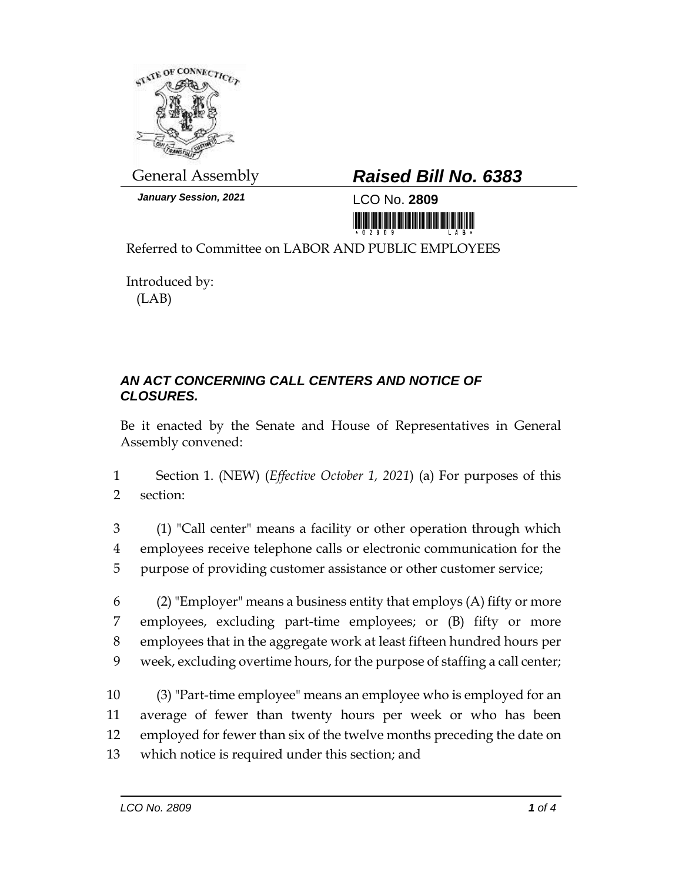General Assembly

***Raised Bill No. 6383***

***January Session, 2021***

LCO No. **2809**

Referred to Committee on LABOR AND PUBLIC EMPLOYEES

Introduced by:
(LAB)

***AN ACT CONCERNING CALL CENTERS AND NOTICE OF CLOSURES.***

Be it enacted by the Senate and House of Representatives in General Assembly convened:

1 Section 1. (NEW) (*Effective October 1, 2021*) (a) For purposes of this
2 section:

3 (1) "Call center" means a facility or other operation through which
4 employees receive telephone calls or electronic communication for the
5 purpose of providing customer assistance or other customer service;

6 (2) "Employer" means a business entity that employs (A) fifty or more
7 employees, excluding part-time employees; or (B) fifty or more
8 employees that in the aggregate work at least fifteen hundred hours per
9 week, excluding overtime hours, for the purpose of staffing a call center;

10 (3) "Part-time employee" means an employee who is employed for an
11 average of fewer than twenty hours per week or who has been
12 employed for fewer than six of the twelve months preceding the date on
13 which notice is required under this section; and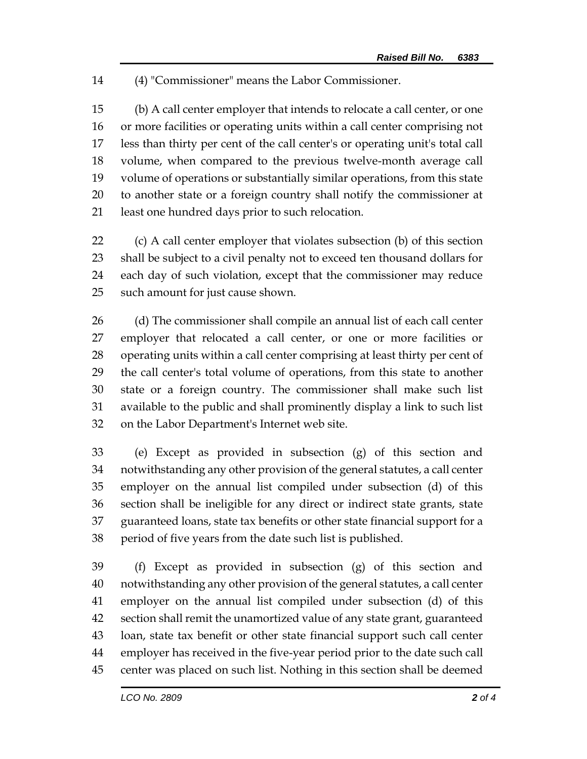(4) "Commissioner" means the Labor Commissioner.

(b) A call center employer that intends to relocate a call center, or one or more facilities or operating units within a call center comprising not less than thirty per cent of the call center's or operating unit's total call volume, when compared to the previous twelve-month average call volume of operations or substantially similar operations, from this state to another state or a foreign country shall notify the commissioner at least one hundred days prior to such relocation.

(c) A call center employer that violates subsection (b) of this section shall be subject to a civil penalty not to exceed ten thousand dollars for each day of such violation, except that the commissioner may reduce such amount for just cause shown.

(d) The commissioner shall compile an annual list of each call center employer that relocated a call center, or one or more facilities or operating units within a call center comprising at least thirty per cent of the call center's total volume of operations, from this state to another state or a foreign country. The commissioner shall make such list available to the public and shall prominently display a link to such list on the Labor Department's Internet web site.

(e) Except as provided in subsection (g) of this section and notwithstanding any other provision of the general statutes, a call center employer on the annual list compiled under subsection (d) of this section shall be ineligible for any direct or indirect state grants, state guaranteed loans, state tax benefits or other state financial support for a period of five years from the date such list is published.

(f) Except as provided in subsection (g) of this section and notwithstanding any other provision of the general statutes, a call center employer on the annual list compiled under subsection (d) of this section shall remit the unamortized value of any state grant, guaranteed loan, state tax benefit or other state financial support such call center employer has received in the five-year period prior to the date such call center was placed on such list. Nothing in this section shall be deemed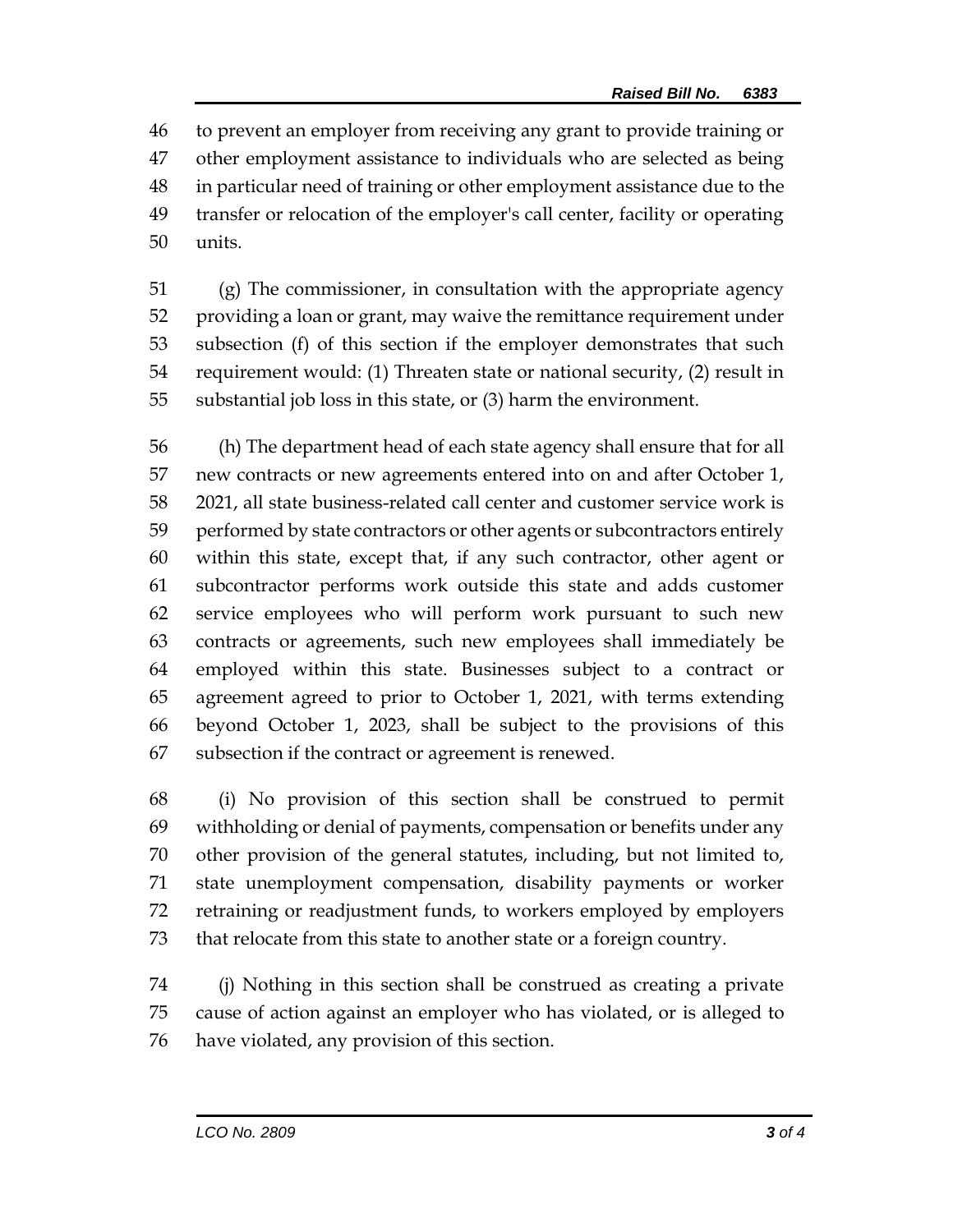to prevent an employer from receiving any grant to provide training or other employment assistance to individuals who are selected as being in particular need of training or other employment assistance due to the transfer or relocation of the employer's call center, facility or operating units.

(g) The commissioner, in consultation with the appropriate agency providing a loan or grant, may waive the remittance requirement under subsection (f) of this section if the employer demonstrates that such requirement would: (1) Threaten state or national security, (2) result in substantial job loss in this state, or (3) harm the environment.

(h) The department head of each state agency shall ensure that for all new contracts or new agreements entered into on and after October 1, 2021, all state business-related call center and customer service work is performed by state contractors or other agents or subcontractors entirely within this state, except that, if any such contractor, other agent or subcontractor performs work outside this state and adds customer service employees who will perform work pursuant to such new contracts or agreements, such new employees shall immediately be employed within this state. Businesses subject to a contract or agreement agreed to prior to October 1, 2021, with terms extending beyond October 1, 2023, shall be subject to the provisions of this subsection if the contract or agreement is renewed.

(i) No provision of this section shall be construed to permit withholding or denial of payments, compensation or benefits under any other provision of the general statutes, including, but not limited to, state unemployment compensation, disability payments or worker retraining or readjustment funds, to workers employed by employers that relocate from this state to another state or a foreign country.

(j) Nothing in this section shall be construed as creating a private cause of action against an employer who has violated, or is alleged to have violated, any provision of this section.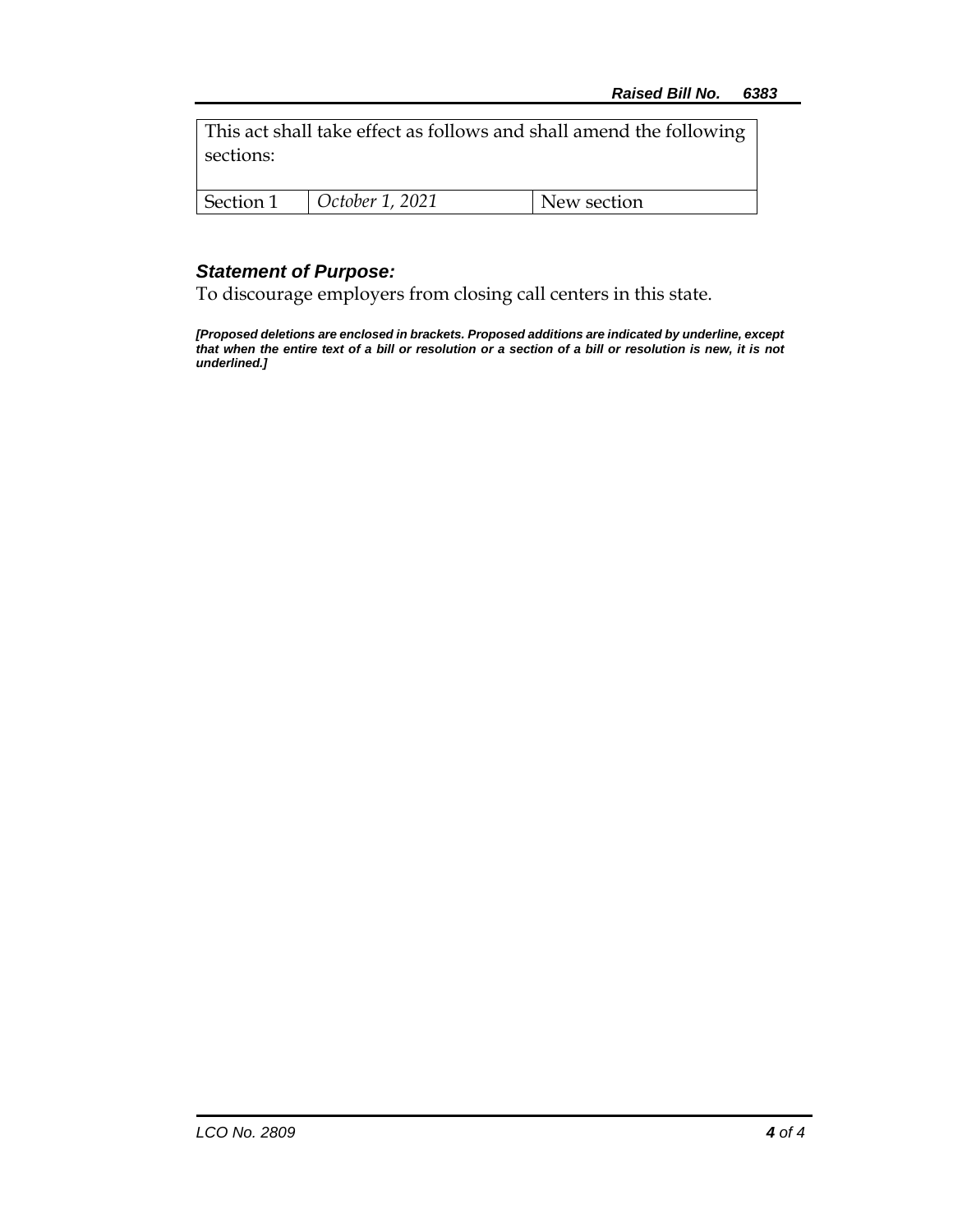| | | |
|---|---|---|
| This act shall take effect as follows and shall amend the following sections: | | |
| Section 1 | *October 1, 2021* | New section |

### *Statement of Purpose:*

To discourage employers from closing call centers in this state.

***[Proposed deletions are enclosed in brackets. Proposed additions are indicated by underline, except that when the entire text of a bill or resolution or a section of a bill or resolution is new, it is not underlined.]***